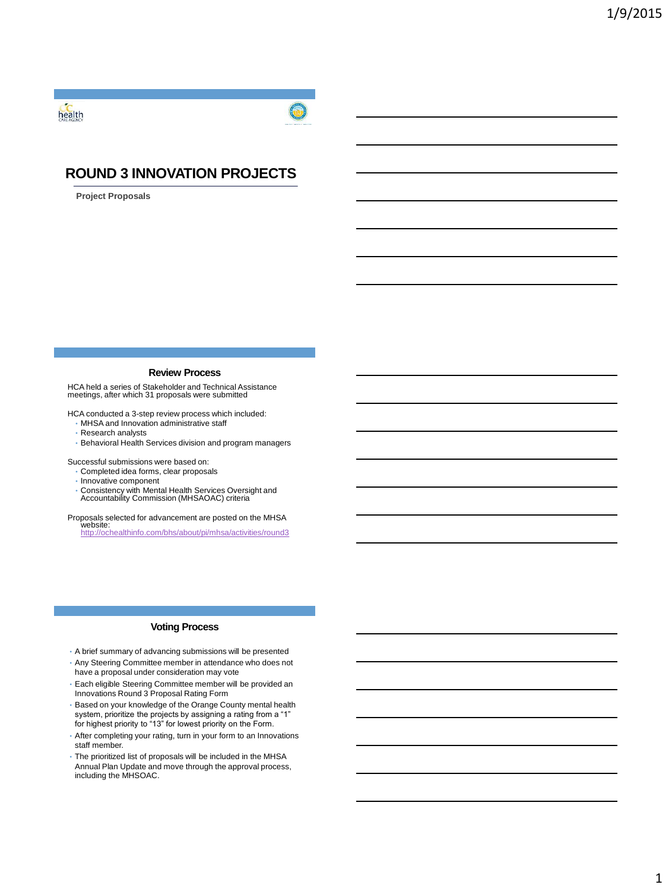# ROUND 3 INNOVATION PROJECTS

**Project Proposals**

## Review Process

HCA held a series of Stakeholder and Technical Assistance meetings, after which 31 proposals were submitted

HCA conducted a 3-step review process which included:
- MHSA and Innovation administrative staff
- Research analysts
- Behavioral Health Services division and program managers

Successful submissions were based on:
- Completed idea forms, clear proposals
- Innovative component
- Consistency with Mental Health Services Oversight and Accountability Commission (MHSAOAC) criteria

Proposals selected for advancement are posted on the MHSA website:
http://ochealthinfo.com/bhs/about/pi/mhsa/activities/round3

## Voting Process

- A brief summary of advancing submissions will be presented
- Any Steering Committee member in attendance who does not have a proposal under consideration may vote
- Each eligible Steering Committee member will be provided an Innovations Round 3 Proposal Rating Form
- Based on your knowledge of the Orange County mental health system, prioritize the projects by assigning a rating from a "1" for highest priority to "13" for lowest priority on the Form.
- After completing your rating, turn in your form to an Innovations staff member.
- The prioritized list of proposals will be included in the MHSA Annual Plan Update and move through the approval process, including the MHSOAC.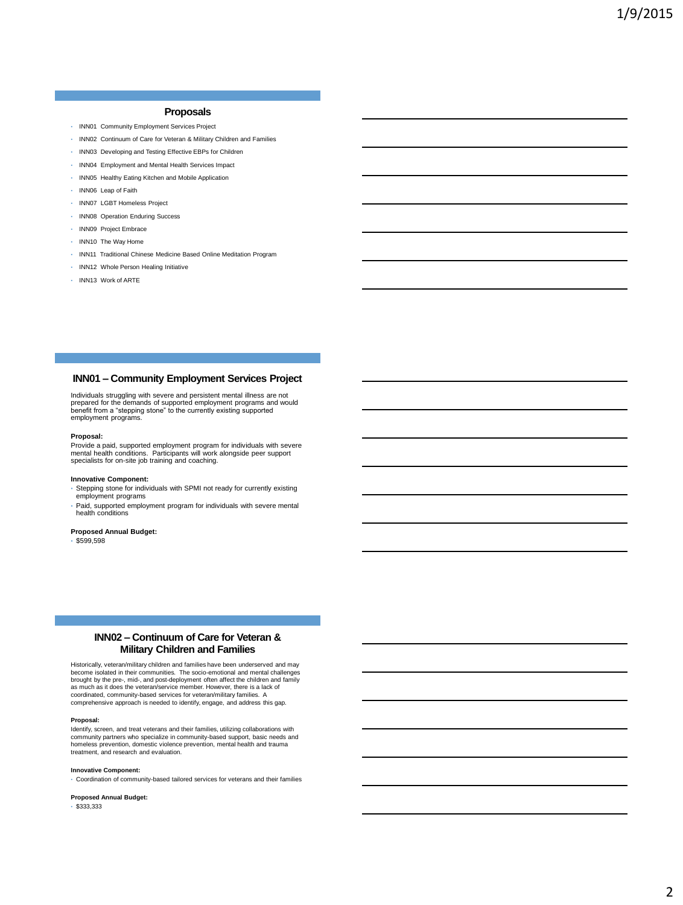## Proposals

- INN01 Community Employment Services Project
- INN02 Continuum of Care for Veteran & Military Children and Families
- INN03 Developing and Testing Effective EBPs for Children
- INN04 Employment and Mental Health Services Impact
- INN05 Healthy Eating Kitchen and Mobile Application
- INN06 Leap of Faith
- INN07 LGBT Homeless Project
- INN08 Operation Enduring Success
- INN09 Project Embrace
- INN10 The Way Home
- INN11 Traditional Chinese Medicine Based Online Meditation Program
- INN12 Whole Person Healing Initiative
- INN13 Work of ARTE

## INN01 – Community Employment Services Project

Individuals struggling with severe and persistent mental illness are not prepared for the demands of supported employment programs and would benefit from a "stepping stone" to the currently existing supported employment programs.

**Proposal:**
Provide a paid, supported employment program for individuals with severe mental health conditions. Participants will work alongside peer support specialists for on-site job training and coaching.

**Innovative Component:**
- Stepping stone for individuals with SPMI not ready for currently existing employment programs
- Paid, supported employment program for individuals with severe mental health conditions

**Proposed Annual Budget:**
- $599,598

## INN02 – Continuum of Care for Veteran & Military Children and Families

Historically, veteran/military children and families have been underserved and may become isolated in their communities. The socio-emotional and mental challenges brought by the pre-, mid-, and post-deployment often affect the children and family as much as it does the veteran/service member. However, there is a lack of coordinated, community-based services for veteran/military families. A comprehensive approach is needed to identify, engage, and address this gap.

**Proposal:**
Identify, screen, and treat veterans and their families, utilizing collaborations with community partners who specialize in community-based support, basic needs and homeless prevention, domestic violence prevention, mental health and trauma treatment, and research and evaluation.

**Innovative Component:**
- Coordination of community-based tailored services for veterans and their families

**Proposed Annual Budget:**
- $333,333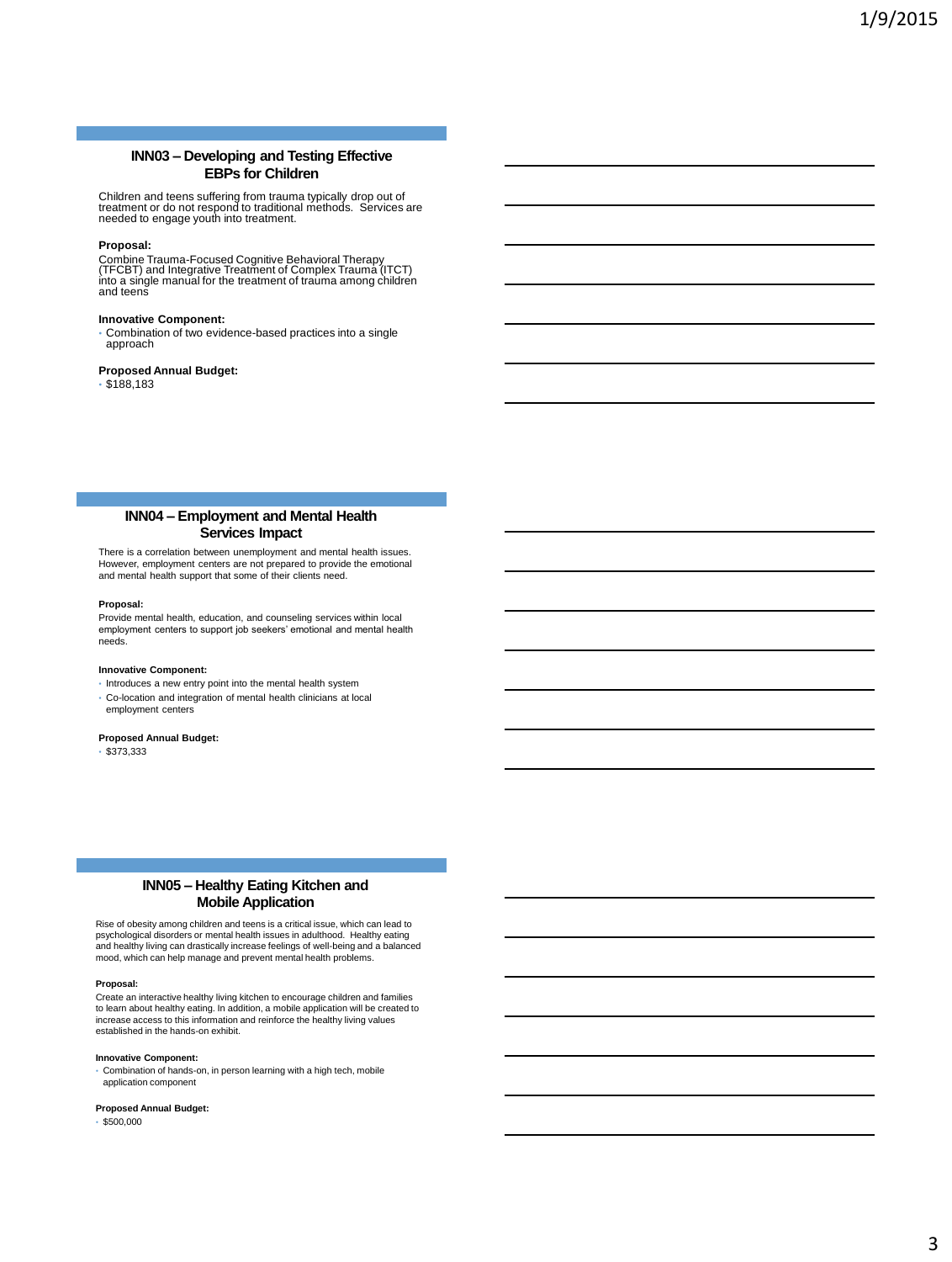## INN03 – Developing and Testing Effective EBPs for Children

Children and teens suffering from trauma typically drop out of treatment or do not respond to traditional methods. Services are needed to engage youth into treatment.

**Proposal:**

Combine Trauma-Focused Cognitive Behavioral Therapy (TFCBT) and Integrative Treatment of Complex Trauma (ITCT) into a single manual for the treatment of trauma among children and teens

**Innovative Component:**

- Combination of two evidence-based practices into a single approach

**Proposed Annual Budget:**

- $188,183

## INN04 – Employment and Mental Health Services Impact

There is a correlation between unemployment and mental health issues. However, employment centers are not prepared to provide the emotional and mental health support that some of their clients need.

**Proposal:**

Provide mental health, education, and counseling services within local employment centers to support job seekers' emotional and mental health needs.

**Innovative Component:**

- Introduces a new entry point into the mental health system
- Co-location and integration of mental health clinicians at local employment centers

**Proposed Annual Budget:**

- $373,333

## INN05 – Healthy Eating Kitchen and Mobile Application

Rise of obesity among children and teens is a critical issue, which can lead to psychological disorders or mental health issues in adulthood. Healthy eating and healthy living can drastically increase feelings of well-being and a balanced mood, which can help manage and prevent mental health problems.

**Proposal:**

Create an interactive healthy living kitchen to encourage children and families to learn about healthy eating. In addition, a mobile application will be created to increase access to this information and reinforce the healthy living values established in the hands-on exhibit.

**Innovative Component:**

- Combination of hands-on, in person learning with a high tech, mobile application component

**Proposed Annual Budget:**

- $500,000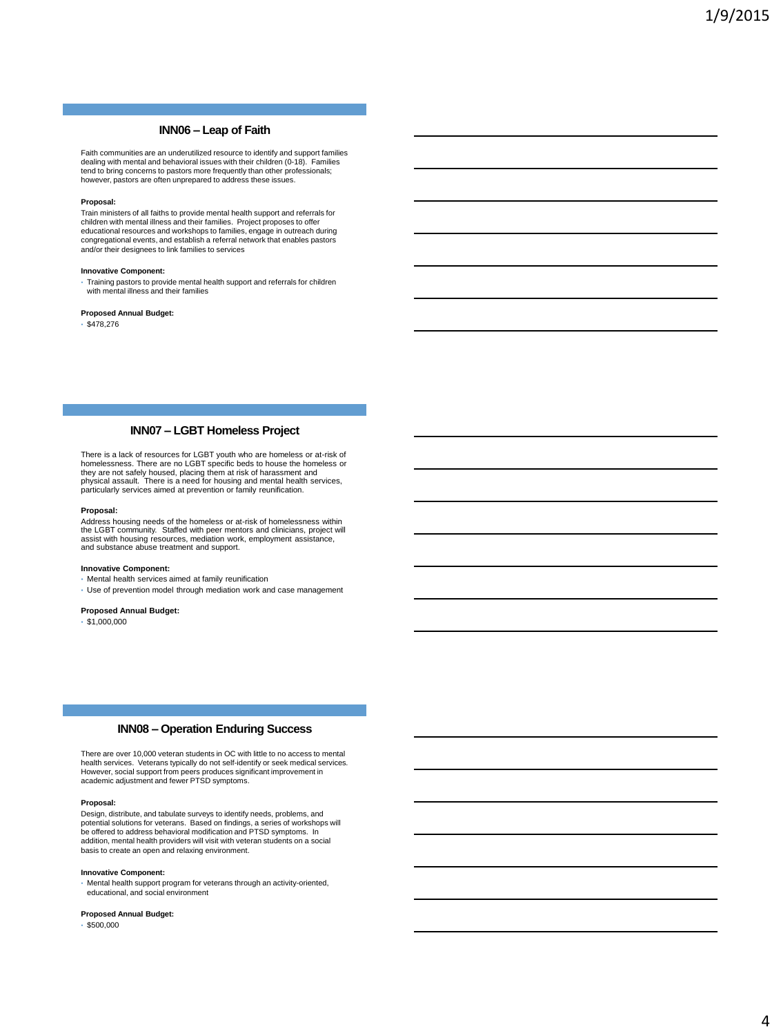## INN06 – Leap of Faith

Faith communities are an underutilized resource to identify and support families dealing with mental and behavioral issues with their children (0-18). Families tend to bring concerns to pastors more frequently than other professionals; however, pastors are often unprepared to address these issues.

**Proposal:**

Train ministers of all faiths to provide mental health support and referrals for children with mental illness and their families. Project proposes to offer educational resources and workshops to families, engage in outreach during congregational events, and establish a referral network that enables pastors and/or their designees to link families to services

**Innovative Component:**

- Training pastors to provide mental health support and referrals for children with mental illness and their families

**Proposed Annual Budget:**

- $478,276

## INN07 – LGBT Homeless Project

There is a lack of resources for LGBT youth who are homeless or at-risk of homelessness. There are no LGBT specific beds to house the homeless or they are not safely housed, placing them at risk of harassment and physical assault. There is a need for housing and mental health services, particularly services aimed at prevention or family reunification.

**Proposal:**

Address housing needs of the homeless or at-risk of homelessness within the LGBT community. Staffed with peer mentors and clinicians, project will assist with housing resources, mediation work, employment assistance, and substance abuse treatment and support.

**Innovative Component:**

- Mental health services aimed at family reunification
- Use of prevention model through mediation work and case management

**Proposed Annual Budget:**

- $1,000,000

## INN08 – Operation Enduring Success

There are over 10,000 veteran students in OC with little to no access to mental health services. Veterans typically do not self-identify or seek medical services. However, social support from peers produces significant improvement in academic adjustment and fewer PTSD symptoms.

**Proposal:**

Design, distribute, and tabulate surveys to identify needs, problems, and potential solutions for veterans. Based on findings, a series of workshops will be offered to address behavioral modification and PTSD symptoms. In addition, mental health providers will visit with veteran students on a social basis to create an open and relaxing environment.

**Innovative Component:**

- Mental health support program for veterans through an activity-oriented, educational, and social environment

**Proposed Annual Budget:**

- $500,000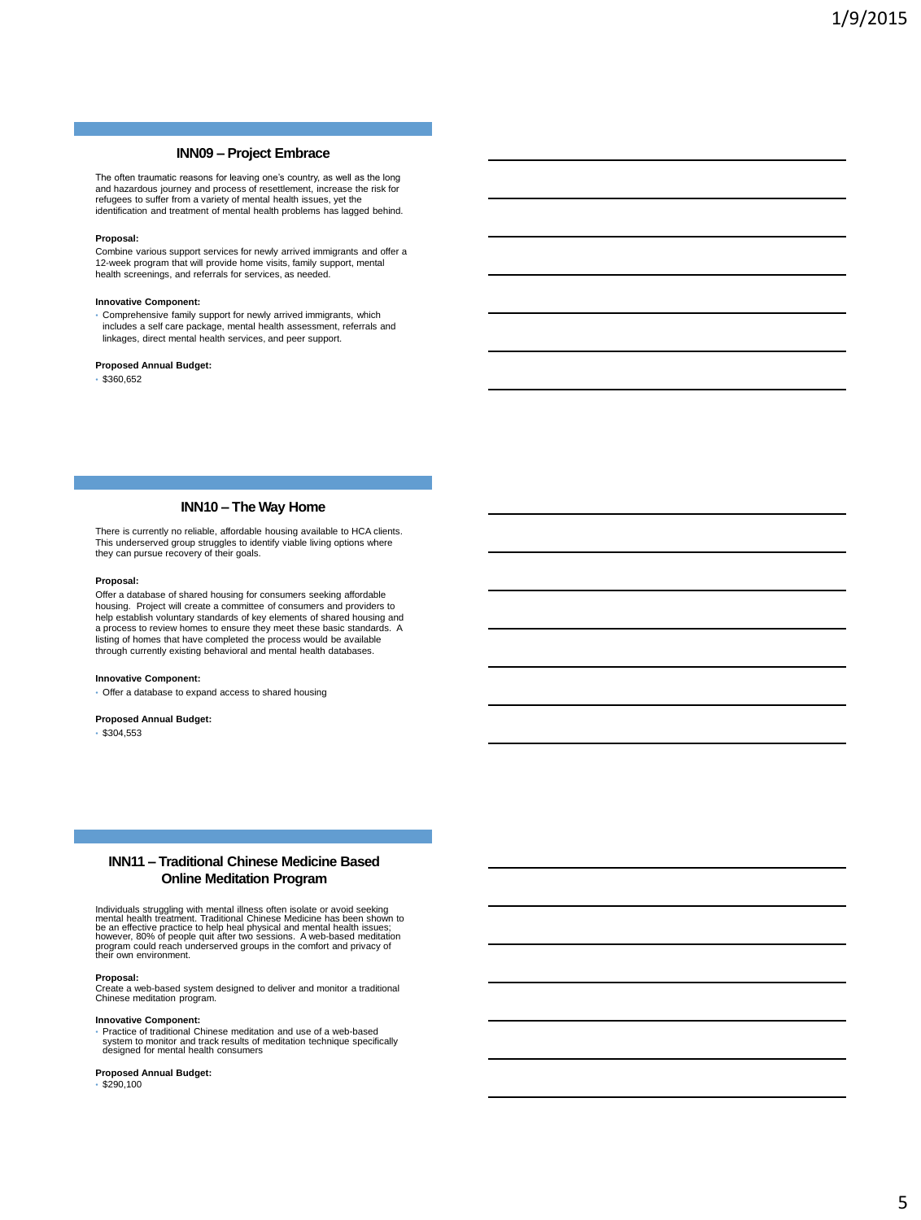## INN09 – Project Embrace

The often traumatic reasons for leaving one's country, as well as the long and hazardous journey and process of resettlement, increase the risk for refugees to suffer from a variety of mental health issues, yet the identification and treatment of mental health problems has lagged behind.

**Proposal:**

Combine various support services for newly arrived immigrants and offer a 12-week program that will provide home visits, family support, mental health screenings, and referrals for services, as needed.

**Innovative Component:**

- Comprehensive family support for newly arrived immigrants, which includes a self care package, mental health assessment, referrals and linkages, direct mental health services, and peer support.

**Proposed Annual Budget:**

- $360,652

## INN10 – The Way Home

There is currently no reliable, affordable housing available to HCA clients. This underserved group struggles to identify viable living options where they can pursue recovery of their goals.

**Proposal:**

Offer a database of shared housing for consumers seeking affordable housing. Project will create a committee of consumers and providers to help establish voluntary standards of key elements of shared housing and a process to review homes to ensure they meet these basic standards. A listing of homes that have completed the process would be available through currently existing behavioral and mental health databases.

**Innovative Component:**

- Offer a database to expand access to shared housing

**Proposed Annual Budget:**

- $304,553

## INN11 – Traditional Chinese Medicine Based Online Meditation Program

Individuals struggling with mental illness often isolate or avoid seeking mental health treatment. Traditional Chinese Medicine has been shown to be an effective practice to help heal physical and mental health issues; however, 80% of people quit after two sessions. A web-based meditation program could reach underserved groups in the comfort and privacy of their own environment.

**Proposal:**

Create a web-based system designed to deliver and monitor a traditional Chinese meditation program.

**Innovative Component:**

- Practice of traditional Chinese meditation and use of a web-based system to monitor and track results of meditation technique specifically designed for mental health consumers

**Proposed Annual Budget:**

- $290,100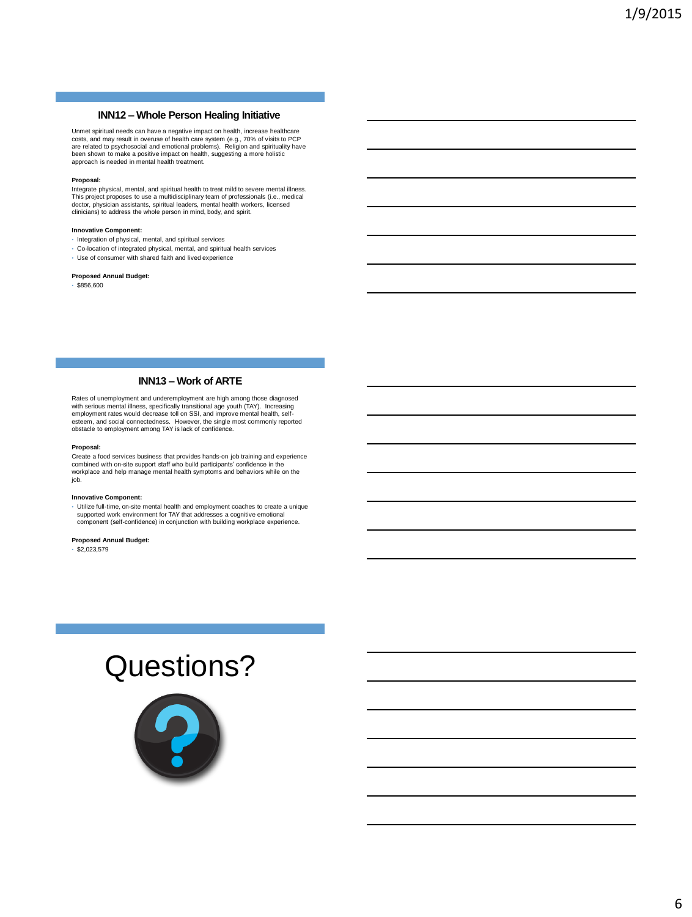## INN12 – Whole Person Healing Initiative

Unmet spiritual needs can have a negative impact on health, increase healthcare costs, and may result in overuse of health care system (e.g., 70% of visits to PCP are related to psychosocial and emotional problems). Religion and spirituality have been shown to make a positive impact on health, suggesting a more holistic approach is needed in mental health treatment.

**Proposal:**

Integrate physical, mental, and spiritual health to treat mild to severe mental illness. This project proposes to use a multidisciplinary team of professionals (i.e., medical doctor, physician assistants, spiritual leaders, mental health workers, licensed clinicians) to address the whole person in mind, body, and spirit.

**Innovative Component:**

- Integration of physical, mental, and spiritual services
- Co-location of integrated physical, mental, and spiritual health services
- Use of consumer with shared faith and lived experience

**Proposed Annual Budget:**

- $856,600

## INN13 – Work of ARTE

Rates of unemployment and underemployment are high among those diagnosed with serious mental illness, specifically transitional age youth (TAY). Increasing employment rates would decrease toll on SSI, and improve mental health, self-esteem, and social connectedness. However, the single most commonly reported obstacle to employment among TAY is lack of confidence.

**Proposal:**

Create a food services business that provides hands-on job training and experience combined with on-site support staff who build participants' confidence in the workplace and help manage mental health symptoms and behaviors while on the job.

**Innovative Component:**

- Utilize full-time, on-site mental health and employment coaches to create a unique supported work environment for TAY that addresses a cognitive emotional component (self-confidence) in conjunction with building workplace experience.

**Proposed Annual Budget:**

- $2,023,579

# Questions?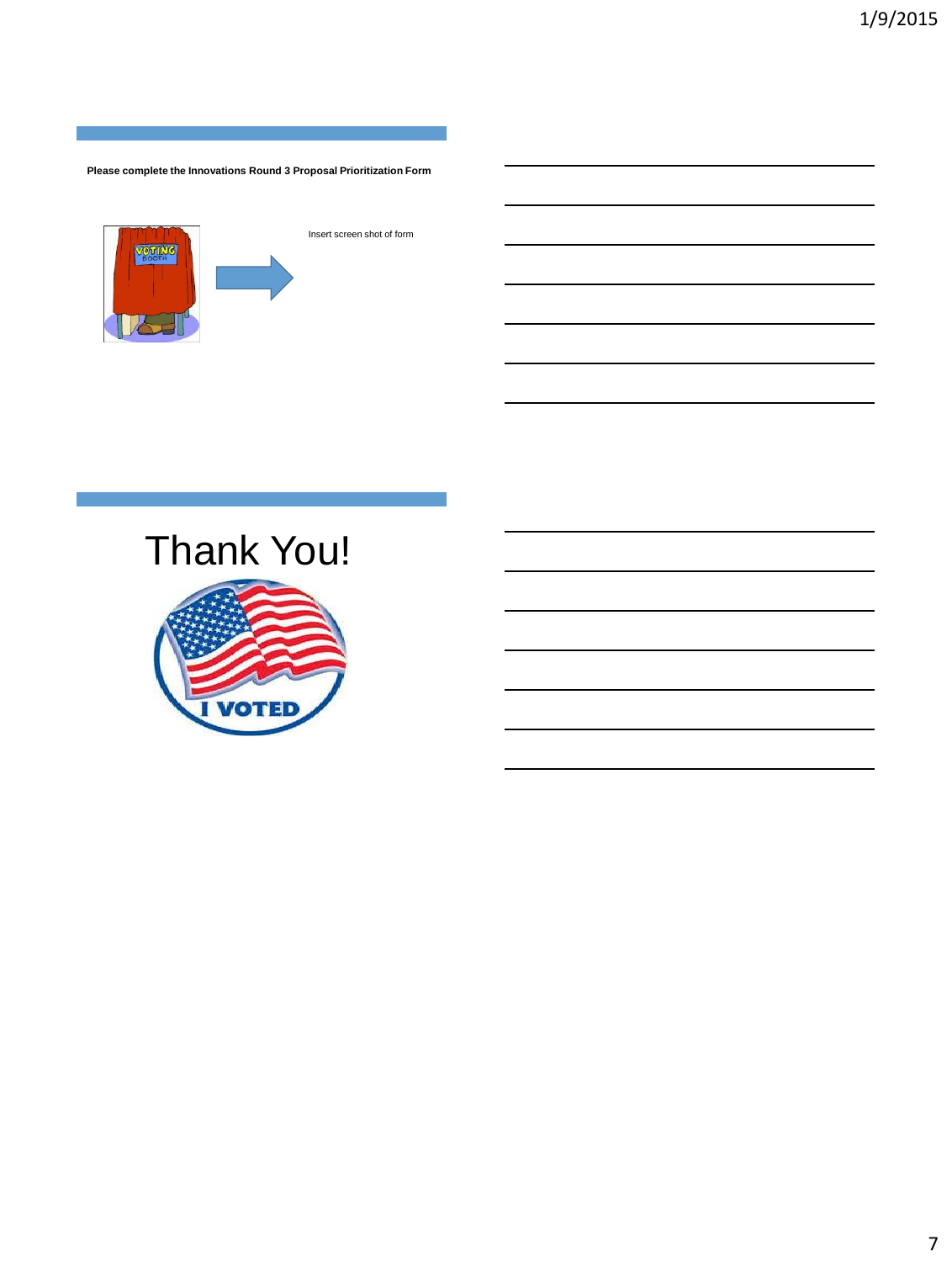Please complete the Innovations Round 3 Proposal Prioritization Form

Insert screen shot of form

# Thank You!